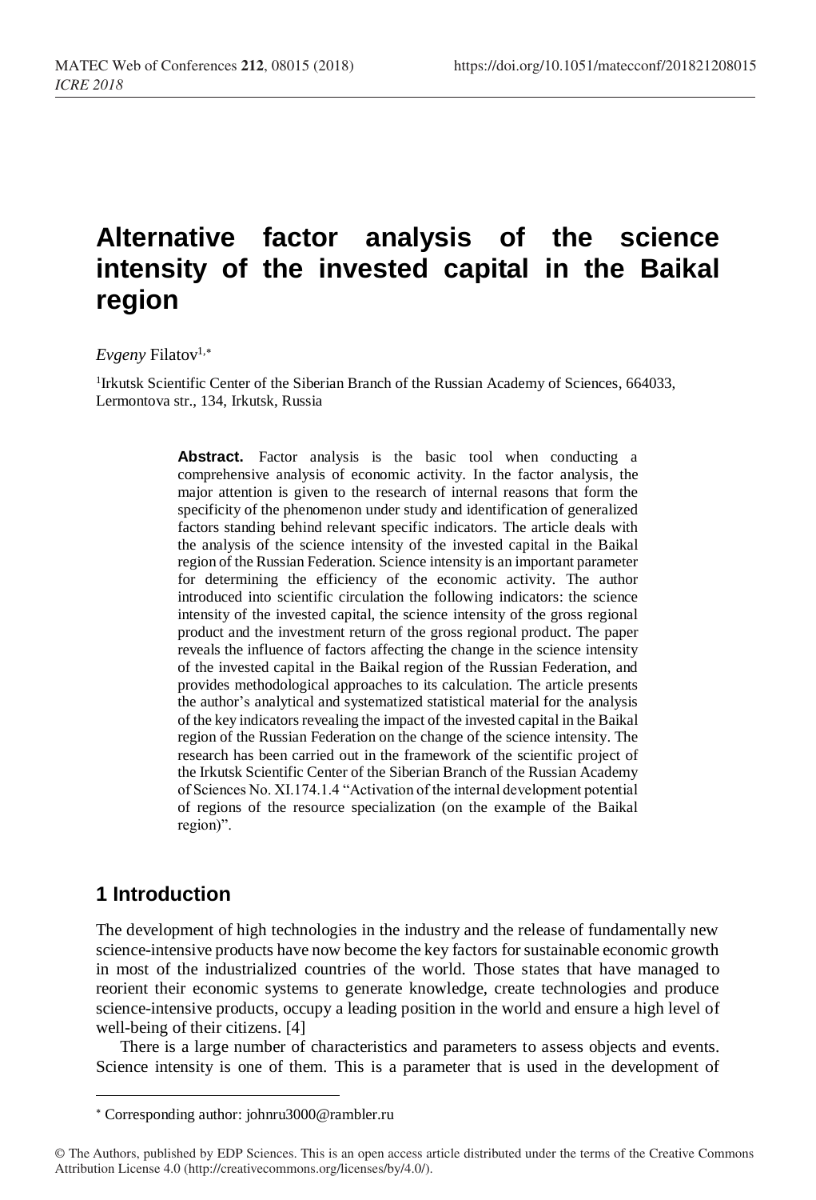# Alternative factor analysis of the science intensity of the invested capital in the Baikal region

*Evgeny* Filatov[1,*]

[1]Irkutsk Scientific Center of the Siberian Branch of the Russian Academy of Sciences, 664033, Lermontova str., 134, Irkutsk, Russia

**Abstract.** Factor analysis is the basic tool when conducting a comprehensive analysis of economic activity. In the factor analysis, the major attention is given to the research of internal reasons that form the specificity of the phenomenon under study and identification of generalized factors standing behind relevant specific indicators. The article deals with the analysis of the science intensity of the invested capital in the Baikal region of the Russian Federation. Science intensity is an important parameter for determining the efficiency of the economic activity. The author introduced into scientific circulation the following indicators: the science intensity of the invested capital, the science intensity of the gross regional product and the investment return of the gross regional product. The paper reveals the influence of factors affecting the change in the science intensity of the invested capital in the Baikal region of the Russian Federation, and provides methodological approaches to its calculation. The article presents the author's analytical and systematized statistical material for the analysis of the key indicators revealing the impact of the invested capital in the Baikal region of the Russian Federation on the change of the science intensity. The research has been carried out in the framework of the scientific project of the Irkutsk Scientific Center of the Siberian Branch of the Russian Academy of Sciences No. XI.174.1.4 "Activation of the internal development potential of regions of the resource specialization (on the example of the Baikal region)".

## 1 Introduction

The development of high technologies in the industry and the release of fundamentally new science-intensive products have now become the key factors for sustainable economic growth in most of the industrialized countries of the world. Those states that have managed to reorient their economic systems to generate knowledge, create technologies and produce science-intensive products, occupy a leading position in the world and ensure a high level of well-being of their citizens. [4]

There is a large number of characteristics and parameters to assess objects and events. Science intensity is one of them. This is a parameter that is used in the development of

---

* Corresponding author: johnru3000@rambler.ru

© The Authors, published by EDP Sciences. This is an open access article distributed under the terms of the Creative Commons Attribution License 4.0 (http://creativecommons.org/licenses/by/4.0/).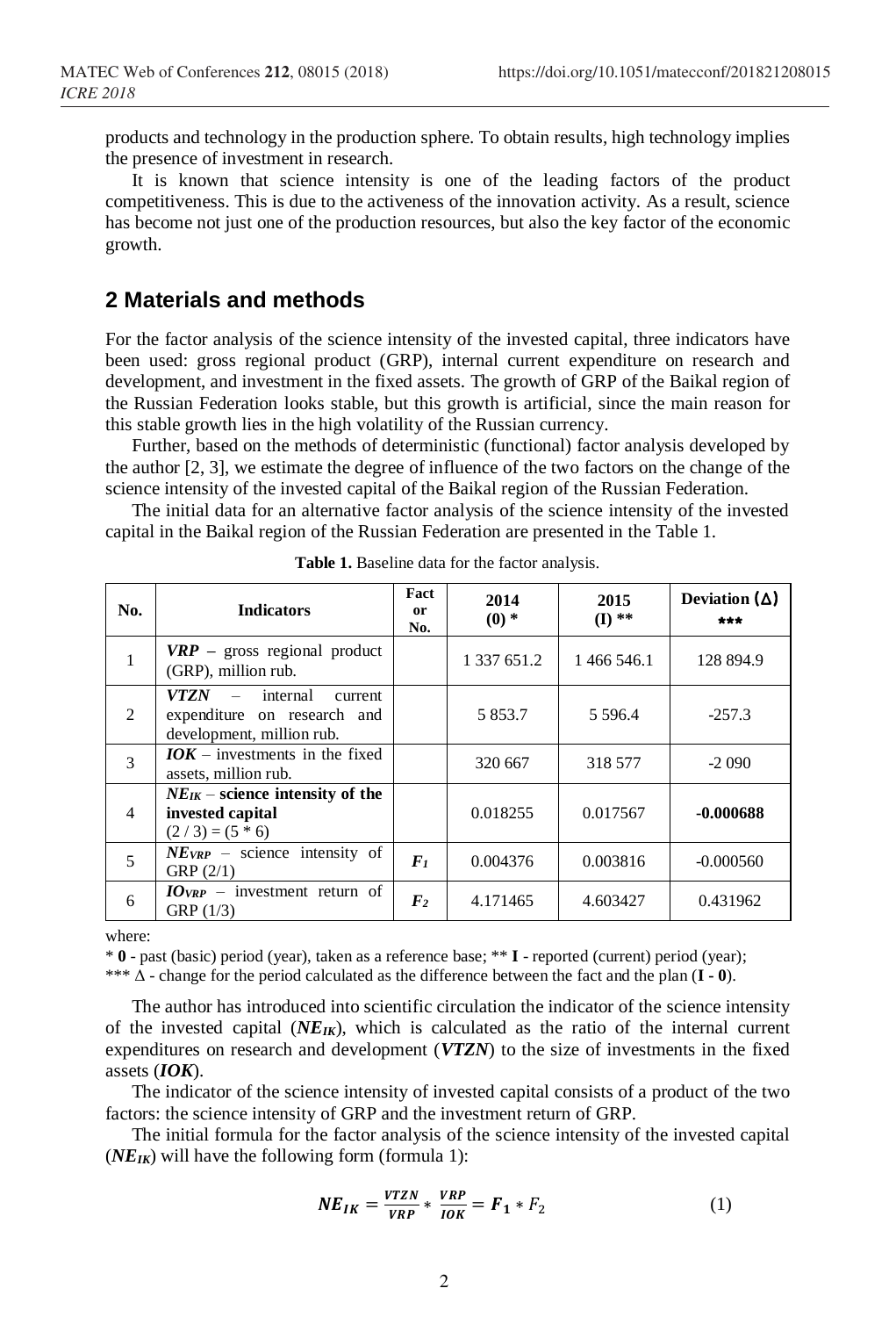products and technology in the production sphere. To obtain results, high technology implies the presence of investment in research.

It is known that science intensity is one of the leading factors of the product competitiveness. This is due to the activeness of the innovation activity. As a result, science has become not just one of the production resources, but also the key factor of the economic growth.

## 2 Materials and methods

For the factor analysis of the science intensity of the invested capital, three indicators have been used: gross regional product (GRP), internal current expenditure on research and development, and investment in the fixed assets. The growth of GRP of the Baikal region of the Russian Federation looks stable, but this growth is artificial, since the main reason for this stable growth lies in the high volatility of the Russian currency.

Further, based on the methods of deterministic (functional) factor analysis developed by the author [2, 3], we estimate the degree of influence of the two factors on the change of the science intensity of the invested capital of the Baikal region of the Russian Federation.

The initial data for an alternative factor analysis of the science intensity of the invested capital in the Baikal region of the Russian Federation are presented in the Table 1.

**Table 1.** Baseline data for the factor analysis.

| No. | Indicators | Fact or No. | 2014 (0) * | 2015 (I) ** | Deviation (Δ) *** |
|---|---|---|---|---|---|
| 1 | ***VRP*** – gross regional product (GRP), million rub. | | 1 337 651.2 | 1 466 546.1 | 128 894.9 |
| 2 | ***VTZN*** – internal current expenditure on research and development, million rub. | | 5 853.7 | 5 596.4 | -257.3 |
| 3 | ***IOK*** – investments in the fixed assets, million rub. | | 320 667 | 318 577 | -2 090 |
| 4 | $NE_{IK}$ – **science intensity of the invested capital** **(2 / 3) = (5 * 6)** | | 0.018255 | 0.017567 | **-0.000688** |
| 5 | $NE_{VRP}$ – science intensity of GRP (2/1) | $F_1$ | 0.004376 | 0.003816 | -0.000560 |
| 6 | $IO_{VRP}$ – investment return of GRP (1/3) | $F_2$ | 4.171465 | 4.603427 | 0.431962 |

where:

\* **0** - past (basic) period (year), taken as a reference base; ** **I** - reported (current) period (year);
*** Δ - change for the period calculated as the difference between the fact and the plan (**I - 0**).

The author has introduced into scientific circulation the indicator of the science intensity of the invested capital ($NE_{IK}$), which is calculated as the ratio of the internal current expenditures on research and development (***VTZN***) to the size of investments in the fixed assets (***IOK***).

The indicator of the science intensity of invested capital consists of a product of the two factors: the science intensity of GRP and the investment return of GRP.

The initial formula for the factor analysis of the science intensity of the invested capital ($NE_{IK}$) will have the following form (formula 1):

$$NE_{IK} = \frac{VTZN}{VRP} * \frac{VRP}{IOK} = F_1 * F_2 \qquad (1)$$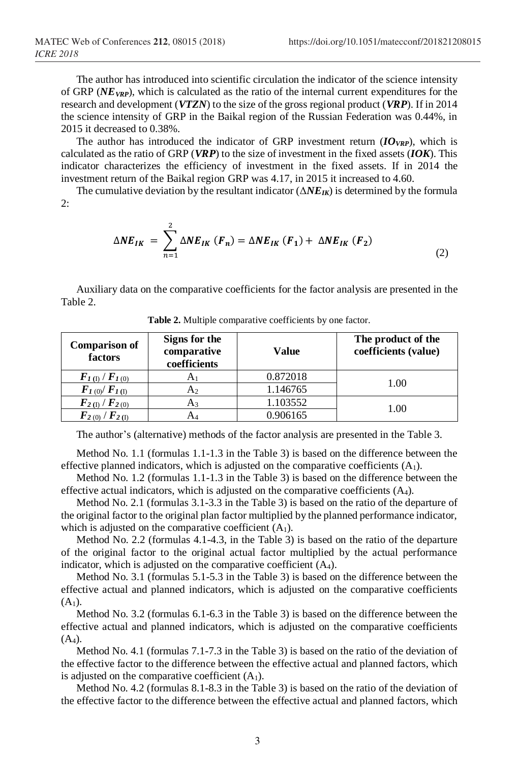The author has introduced into scientific circulation the indicator of the science intensity of GRP ($\boldsymbol{NE_{VRP}}$), which is calculated as the ratio of the internal current expenditures for the research and development (***VTZN***) to the size of the gross regional product (***VRP***). If in 2014 the science intensity of GRP in the Baikal region of the Russian Federation was 0.44%, in 2015 it decreased to 0.38%.

The author has introduced the indicator of GRP investment return ($\boldsymbol{IO_{VRP}}$), which is calculated as the ratio of GRP (***VRP***) to the size of investment in the fixed assets (***IOK***). This indicator characterizes the efficiency of investment in the fixed assets. If in 2014 the investment return of the Baikal region GRP was 4.17, in 2015 it increased to 4.60.

The cumulative deviation by the resultant indicator ($\boldsymbol{\Delta NE_{IK}}$) is determined by the formula 2:

$$\boldsymbol{\Delta NE_{IK}} = \sum_{n=1}^{2} \boldsymbol{\Delta NE_{IK}} (\boldsymbol{F_n}) = \boldsymbol{\Delta NE_{IK}} (\boldsymbol{F_1}) + \boldsymbol{\Delta NE_{IK}} (\boldsymbol{F_2}) \tag{2}$$

Auxiliary data on the comparative coefficients for the factor analysis are presented in the Table 2.

**Table 2.** Multiple comparative coefficients by one factor.

| Comparison of factors | Signs for the comparative coefficients | Value | The product of the coefficients (value) |
|---|---|---|---|
| $\boldsymbol{F_{1(I)}} / \boldsymbol{F_{1(0)}}$ | $A_1$ | 0.872018 | 1.00 |
| $\boldsymbol{F_{1(0)}} / \boldsymbol{F_{1(I)}}$ | $A_2$ | 1.146765 | |
| $\boldsymbol{F_{2(I)}} / \boldsymbol{F_{2(0)}}$ | $A_3$ | 1.103552 | 1.00 |
| $\boldsymbol{F_{2(0)}} / \boldsymbol{F_{2(I)}}$ | $A_4$ | 0.906165 | |

The author's (alternative) methods of the factor analysis are presented in the Table 3.

Method No. 1.1 (formulas 1.1-1.3 in the Table 3) is based on the difference between the effective planned indicators, which is adjusted on the comparative coefficients ($A_1$).

Method No. 1.2 (formulas 1.1-1.3 in the Table 3) is based on the difference between the effective actual indicators, which is adjusted on the comparative coefficients ($A_4$).

Method No. 2.1 (formulas 3.1-3.3 in the Table 3) is based on the ratio of the departure of the original factor to the original plan factor multiplied by the planned performance indicator, which is adjusted on the comparative coefficient ($A_1$).

Method No. 2.2 (formulas 4.1-4.3, in the Table 3) is based on the ratio of the departure of the original factor to the original actual factor multiplied by the actual performance indicator, which is adjusted on the comparative coefficient ($A_4$).

Method No. 3.1 (formulas 5.1-5.3 in the Table 3) is based on the difference between the effective actual and planned indicators, which is adjusted on the comparative coefficients ($A_1$).

Method No. 3.2 (formulas 6.1-6.3 in the Table 3) is based on the difference between the effective actual and planned indicators, which is adjusted on the comparative coefficients ($A_4$).

Method No. 4.1 (formulas 7.1-7.3 in the Table 3) is based on the ratio of the deviation of the effective factor to the difference between the effective actual and planned factors, which is adjusted on the comparative coefficient ($A_1$).

Method No. 4.2 (formulas 8.1-8.3 in the Table 3) is based on the ratio of the deviation of the effective factor to the difference between the effective actual and planned factors, which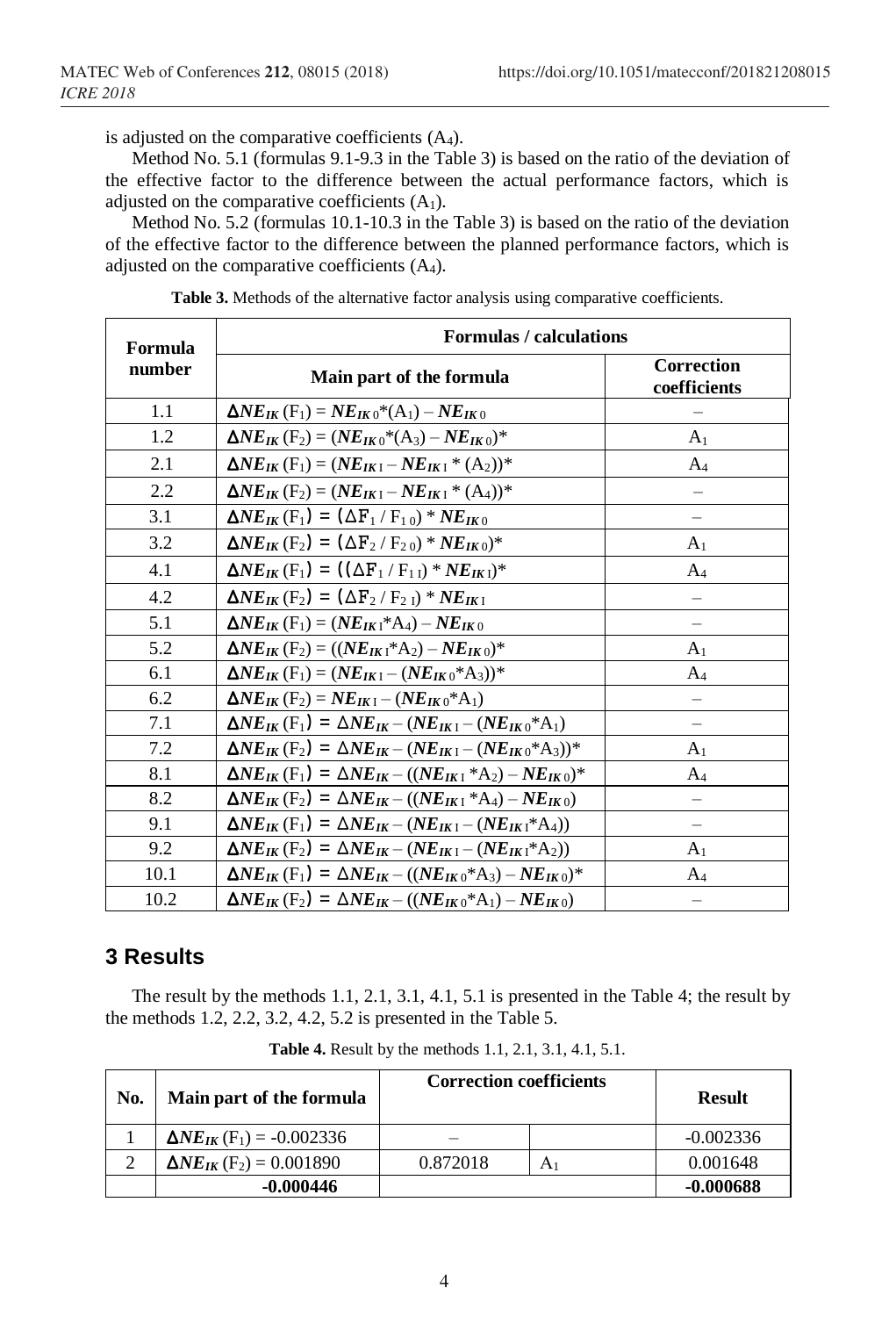is adjusted on the comparative coefficients ($A_4$).

Method No. 5.1 (formulas 9.1-9.3 in the Table 3) is based on the ratio of the deviation of the effective factor to the difference between the actual performance factors, which is adjusted on the comparative coefficients ($A_1$).

Method No. 5.2 (formulas 10.1-10.3 in the Table 3) is based on the ratio of the deviation of the effective factor to the difference between the planned performance factors, which is adjusted on the comparative coefficients ($A_4$).

**Table 3.** Methods of the alternative factor analysis using comparative coefficients.

| Formula number | Formulas / calculations | |
|---|---|---|
| | Main part of the formula | Correction coefficients |
| 1.1 | $\Delta NE_{IK}(F_1) = NE_{IK\,0}*(A_1) - NE_{IK\,0}$ | – |
| 1.2 | $\Delta NE_{IK}(F_2) = (NE_{IK\,0}*(A_3) - NE_{IK\,0})*$ | $A_1$ |
| 2.1 | $\Delta NE_{IK}(F_1) = (NE_{IK\,1} - NE_{IK\,1}*(A_2))*$ | $A_4$ |
| 2.2 | $\Delta NE_{IK}(F_2) = (NE_{IK\,1} - NE_{IK\,1}*(A_4))*$ | – |
| 3.1 | $\Delta NE_{IK}(F_1) = (\Delta F_1 / F_{1\,0}) * NE_{IK\,0}$ | – |
| 3.2 | $\Delta NE_{IK}(F_2) = (\Delta F_2 / F_{2\,0}) * NE_{IK\,0})*$ | $A_1$ |
| 4.1 | $\Delta NE_{IK}(F_1) = ((\Delta F_1 / F_{1\,1}) * NE_{IK\,1})*$ | $A_4$ |
| 4.2 | $\Delta NE_{IK}(F_2) = (\Delta F_2 / F_{2\,1}) * NE_{IK\,1}$ | – |
| 5.1 | $\Delta NE_{IK}(F_1) = (NE_{IK\,1}*A_4) - NE_{IK\,0}$ | – |
| 5.2 | $\Delta NE_{IK}(F_2) = ((NE_{IK\,1}*A_2) - NE_{IK\,0})*$ | $A_1$ |
| 6.1 | $\Delta NE_{IK}(F_1) = (NE_{IK\,1} - (NE_{IK\,0}*A_3))*$ | $A_4$ |
| 6.2 | $\Delta NE_{IK}(F_2) = NE_{IK\,1} - (NE_{IK\,0}*A_1)$ | – |
| 7.1 | $\Delta NE_{IK}(F_1) = \Delta NE_{IK} - (NE_{IK\,1} - (NE_{IK\,0}*A_1)$ | – |
| 7.2 | $\Delta NE_{IK}(F_2) = \Delta NE_{IK} - (NE_{IK\,1} - (NE_{IK\,0}*A_3))*$ | $A_1$ |
| 8.1 | $\Delta NE_{IK}(F_1) = \Delta NE_{IK} - ((NE_{IK\,1}*A_2) - NE_{IK\,0})*$ | $A_4$ |
| 8.2 | $\Delta NE_{IK}(F_2) = \Delta NE_{IK} - ((NE_{IK\,1}*A_4) - NE_{IK\,0})$ | – |
| 9.1 | $\Delta NE_{IK}(F_1) = \Delta NE_{IK} - (NE_{IK\,1} - (NE_{IK\,1}*A_4))$ | – |
| 9.2 | $\Delta NE_{IK}(F_2) = \Delta NE_{IK} - (NE_{IK\,1} - (NE_{IK\,1}*A_2))$ | $A_1$ |
| 10.1 | $\Delta NE_{IK}(F_1) = \Delta NE_{IK} - ((NE_{IK\,0}*A_3) - NE_{IK\,0})*$ | $A_4$ |
| 10.2 | $\Delta NE_{IK}(F_2) = \Delta NE_{IK} - ((NE_{IK\,0}*A_1) - NE_{IK\,0})$ | – |

## 3 Results

The result by the methods 1.1, 2.1, 3.1, 4.1, 5.1 is presented in the Table 4; the result by the methods 1.2, 2.2, 3.2, 4.2, 5.2 is presented in the Table 5.

**Table 4.** Result by the methods 1.1, 2.1, 3.1, 4.1, 5.1.

| No. | Main part of the formula | Correction coefficients | | Result |
|---|---|---|---|---|
| 1 | $\Delta NE_{IK}(F_1) = -0.002336$ | – | | -0.002336 |
| 2 | $\Delta NE_{IK}(F_2) = 0.001890$ | 0.872018 | $A_1$ | 0.001648 |
| | **-0.000446** | | | **-0.000688** |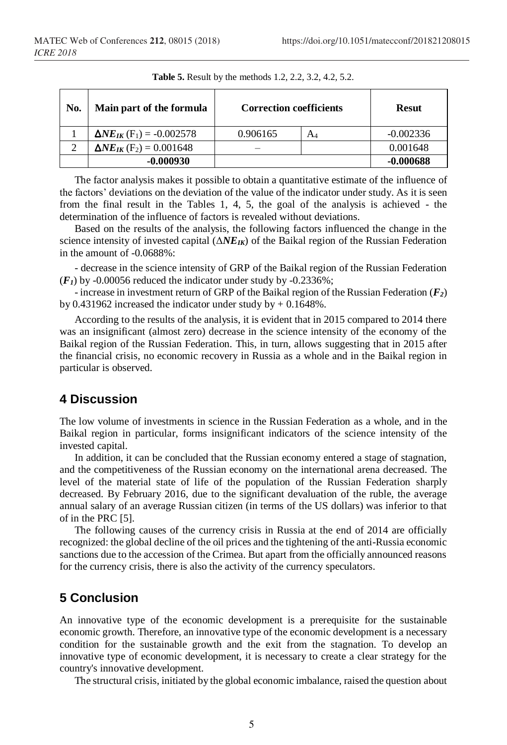**Table 5.** Result by the methods 1.2, 2.2, 3.2, 4.2, 5.2.

| No. | Main part of the formula | Correction coefficients | | Resut |
|---|---|---|---|---|
| 1 | $\boldsymbol{\Delta NE_{IK}}$ ($F_1$) = -0.002578 | 0.906165 | $A_4$ | -0.002336 |
| 2 | $\boldsymbol{\Delta NE_{IK}}$ ($F_2$) = 0.001648 | – | | 0.001648 |
| | **-0.000930** | | | **-0.000688** |

The factor analysis makes it possible to obtain a quantitative estimate of the influence of the factors' deviations on the deviation of the value of the indicator under study. As it is seen from the final result in the Tables 1, 4, 5, the goal of the analysis is achieved - the determination of the influence of factors is revealed without deviations.

Based on the results of the analysis, the following factors influenced the change in the science intensity of invested capital ($\Delta\boldsymbol{NE_{IK}}$) of the Baikal region of the Russian Federation in the amount of -0.0688%:

- decrease in the science intensity of GRP of the Baikal region of the Russian Federation ($\boldsymbol{F_1}$) by -0.00056 reduced the indicator under study by -0.2336%;

- increase in investment return of GRP of the Baikal region of the Russian Federation ($\boldsymbol{F_2}$) by 0.431962 increased the indicator under study by + 0.1648%.

According to the results of the analysis, it is evident that in 2015 compared to 2014 there was an insignificant (almost zero) decrease in the science intensity of the economy of the Baikal region of the Russian Federation. This, in turn, allows suggesting that in 2015 after the financial crisis, no economic recovery in Russia as a whole and in the Baikal region in particular is observed.

## 4 Discussion

The low volume of investments in science in the Russian Federation as a whole, and in the Baikal region in particular, forms insignificant indicators of the science intensity of the invested capital.

In addition, it can be concluded that the Russian economy entered a stage of stagnation, and the competitiveness of the Russian economy on the international arena decreased. The level of the material state of life of the population of the Russian Federation sharply decreased. By February 2016, due to the significant devaluation of the ruble, the average annual salary of an average Russian citizen (in terms of the US dollars) was inferior to that of in the PRC [5].

The following causes of the currency crisis in Russia at the end of 2014 are officially recognized: the global decline of the oil prices and the tightening of the anti-Russia economic sanctions due to the accession of the Crimea. But apart from the officially announced reasons for the currency crisis, there is also the activity of the currency speculators.

## 5 Conclusion

An innovative type of the economic development is a prerequisite for the sustainable economic growth. Therefore, an innovative type of the economic development is a necessary condition for the sustainable growth and the exit from the stagnation. To develop an innovative type of economic development, it is necessary to create a clear strategy for the country's innovative development.

The structural crisis, initiated by the global economic imbalance, raised the question about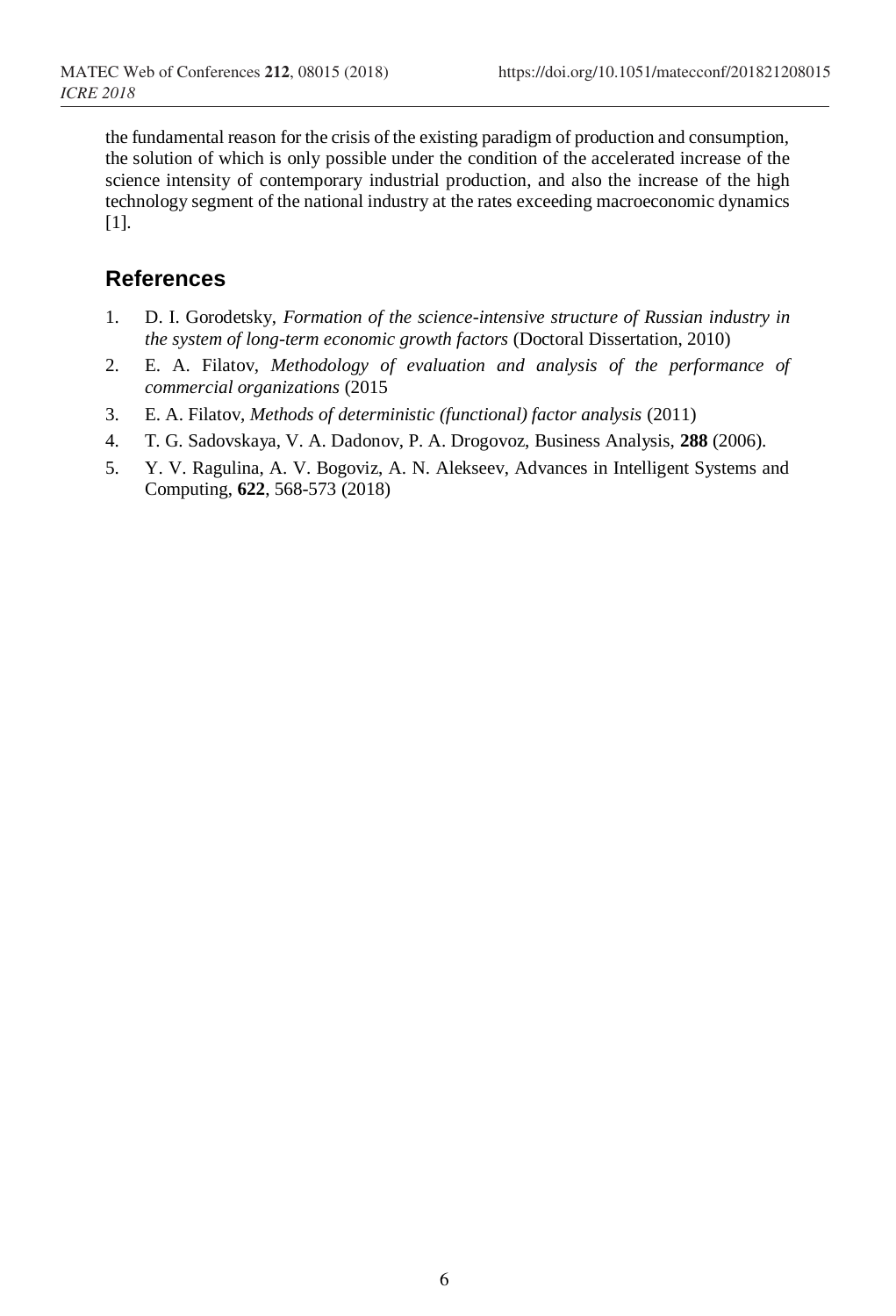the fundamental reason for the crisis of the existing paradigm of production and consumption, the solution of which is only possible under the condition of the accelerated increase of the science intensity of contemporary industrial production, and also the increase of the high technology segment of the national industry at the rates exceeding macroeconomic dynamics [1].

## References

1. D. I. Gorodetsky, *Formation of the science-intensive structure of Russian industry in the system of long-term economic growth factors* (Doctoral Dissertation, 2010)
2. E. A. Filatov, *Methodology of evaluation and analysis of the performance of commercial organizations* (2015
3. E. A. Filatov, *Methods of deterministic (functional) factor analysis* (2011)
4. T. G. Sadovskaya, V. A. Dadonov, P. A. Drogovoz, Business Analysis, **288** (2006).
5. Y. V. Ragulina, A. V. Bogoviz, A. N. Alekseev, Advances in Intelligent Systems and Computing, **622**, 568-573 (2018)